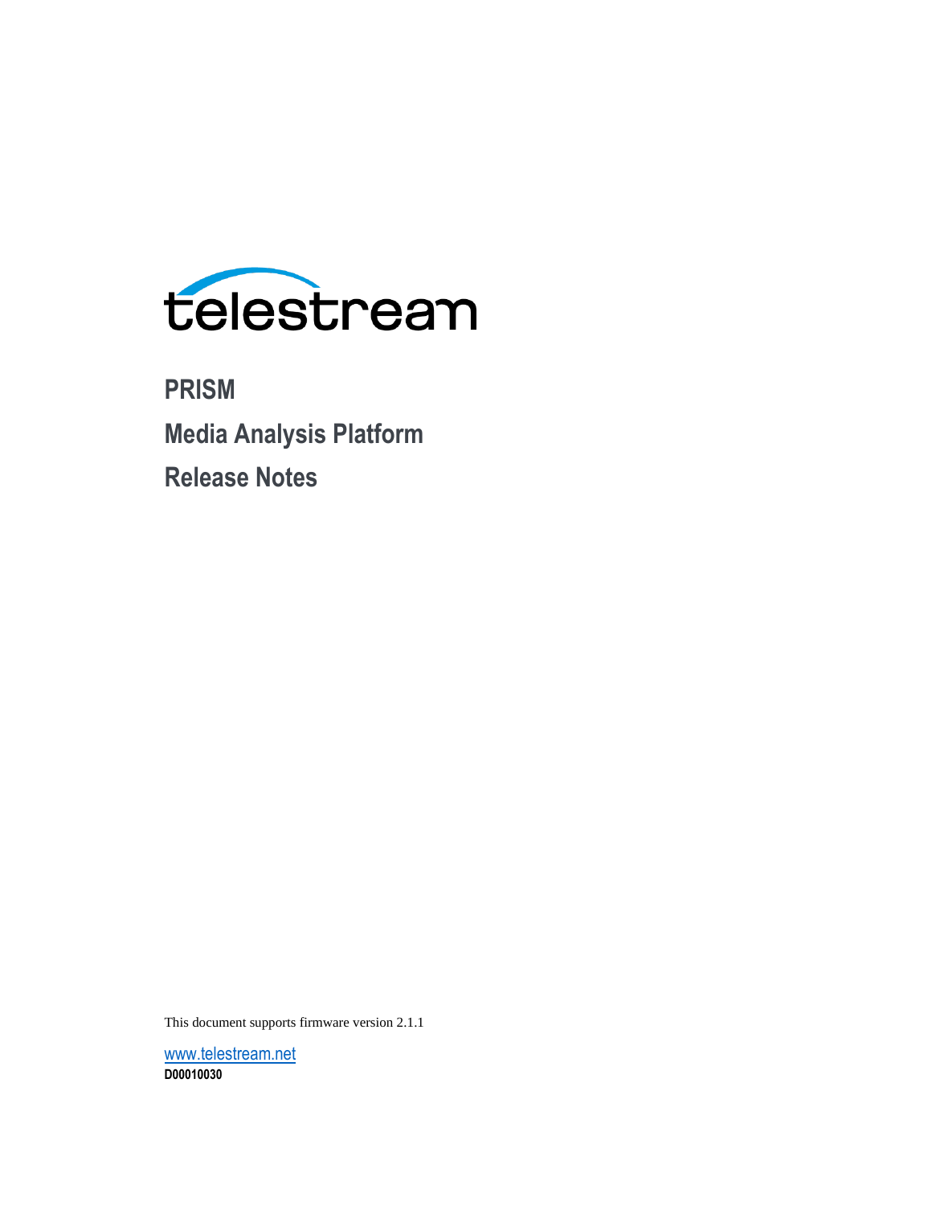telestream

# PRISM

# Media Analysis Platform

# Release Notes

This document supports firmware version 2.1.1

www.telestream.net

**D00010030**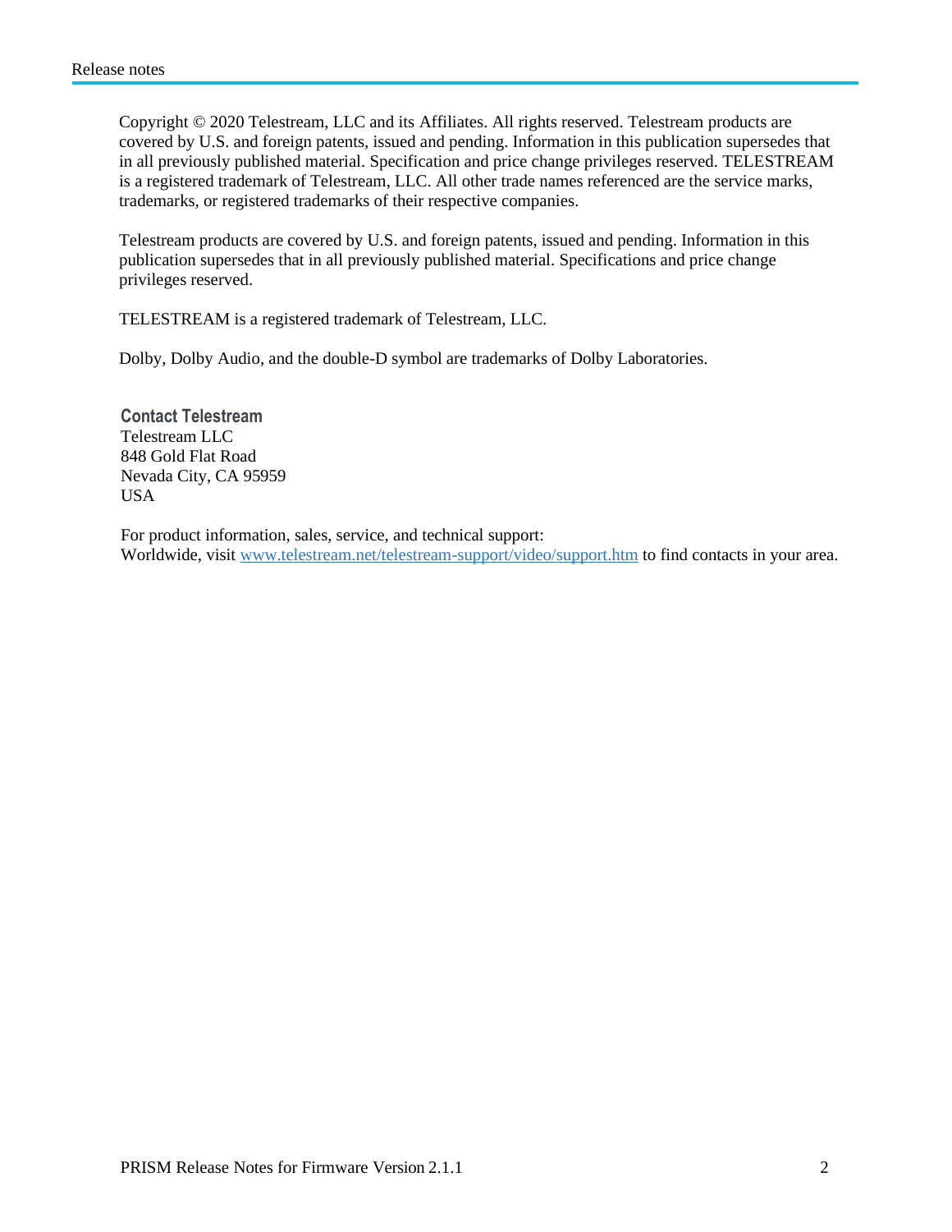Copyright © 2020 Telestream, LLC and its Affiliates. All rights reserved. Telestream products are covered by U.S. and foreign patents, issued and pending. Information in this publication supersedes that in all previously published material. Specification and price change privileges reserved. TELESTREAM is a registered trademark of Telestream, LLC. All other trade names referenced are the service marks, trademarks, or registered trademarks of their respective companies.

Telestream products are covered by U.S. and foreign patents, issued and pending. Information in this publication supersedes that in all previously published material. Specifications and price change privileges reserved.

TELESTREAM is a registered trademark of Telestream, LLC.

Dolby, Dolby Audio, and the double-D symbol are trademarks of Dolby Laboratories.

**Contact Telestream**
Telestream LLC
848 Gold Flat Road
Nevada City, CA 95959
USA

For product information, sales, service, and technical support:
Worldwide, visit [www.telestream.net/telestream-support/video/support.htm](www.telestream.net/telestream-support/video/support.htm) to find contacts in your area.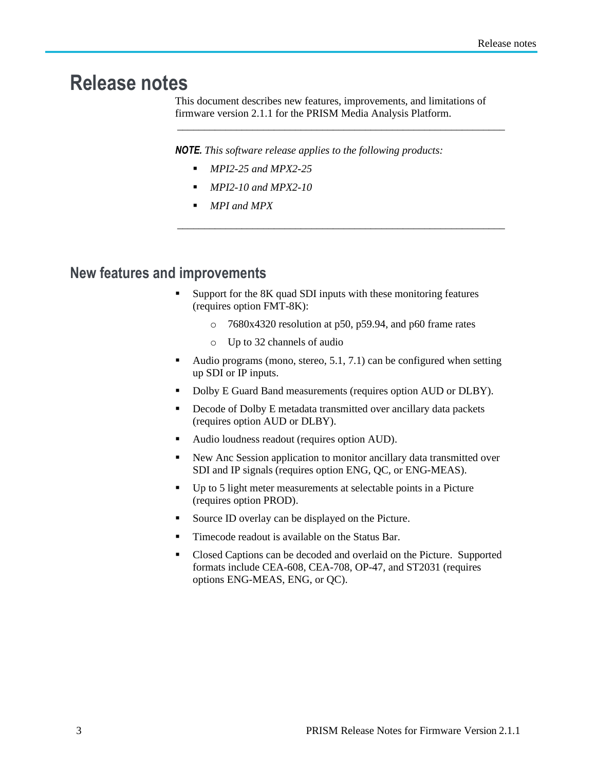# Release notes

This document describes new features, improvements, and limitations of firmware version 2.1.1 for the PRISM Media Analysis Platform.

---

***NOTE.*** *This software release applies to the following products:*

- *MPI2-25 and MPX2-25*
- *MPI2-10 and MPX2-10*
- *MPI and MPX*

---

## New features and improvements

- Support for the 8K quad SDI inputs with these monitoring features (requires option FMT-8K):
  - 7680x4320 resolution at p50, p59.94, and p60 frame rates
  - Up to 32 channels of audio
- Audio programs (mono, stereo, 5.1, 7.1) can be configured when setting up SDI or IP inputs.
- Dolby E Guard Band measurements (requires option AUD or DLBY).
- Decode of Dolby E metadata transmitted over ancillary data packets (requires option AUD or DLBY).
- Audio loudness readout (requires option AUD).
- New Anc Session application to monitor ancillary data transmitted over SDI and IP signals (requires option ENG, QC, or ENG-MEAS).
- Up to 5 light meter measurements at selectable points in a Picture (requires option PROD).
- Source ID overlay can be displayed on the Picture.
- Timecode readout is available on the Status Bar.
- Closed Captions can be decoded and overlaid on the Picture. Supported formats include CEA-608, CEA-708, OP-47, and ST2031 (requires options ENG-MEAS, ENG, or QC).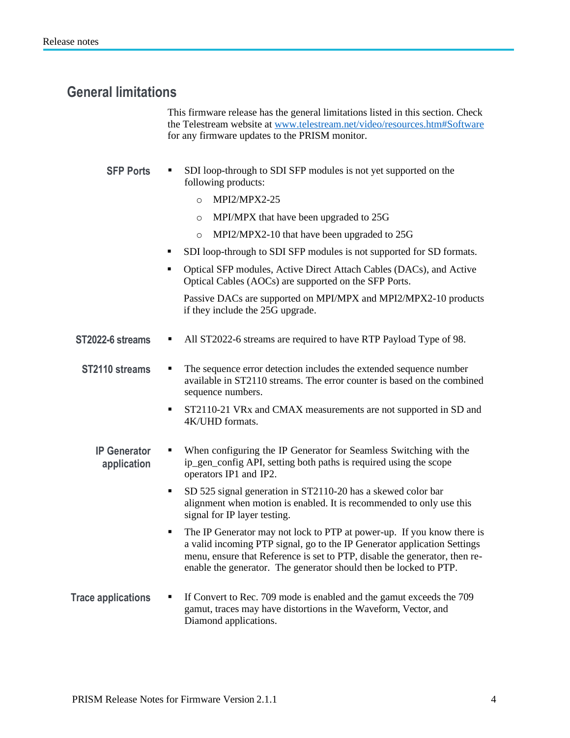## General limitations

This firmware release has the general limitations listed in this section. Check the Telestream website at [www.telestream.net/video/resources.htm#Software](www.telestream.net/video/resources.htm#Software) for any firmware updates to the PRISM monitor.

### SFP Ports

- SDI loop-through to SDI SFP modules is not yet supported on the following products:
  - MPI2/MPX2-25
  - MPI/MPX that have been upgraded to 25G
  - MPI2/MPX2-10 that have been upgraded to 25G
- SDI loop-through to SDI SFP modules is not supported for SD formats.
- Optical SFP modules, Active Direct Attach Cables (DACs), and Active Optical Cables (AOCs) are supported on the SFP Ports.

  Passive DACs are supported on MPI/MPX and MPI2/MPX2-10 products if they include the 25G upgrade.

### ST2022-6 streams

- All ST2022-6 streams are required to have RTP Payload Type of 98.

### ST2110 streams

- The sequence error detection includes the extended sequence number available in ST2110 streams. The error counter is based on the combined sequence numbers.
- ST2110-21 VRx and CMAX measurements are not supported in SD and 4K/UHD formats.

### IP Generator application

- When configuring the IP Generator for Seamless Switching with the ip_gen_config API, setting both paths is required using the scope operators IP1 and IP2.
- SD 525 signal generation in ST2110-20 has a skewed color bar alignment when motion is enabled. It is recommended to only use this signal for IP layer testing.
- The IP Generator may not lock to PTP at power-up. If you know there is a valid incoming PTP signal, go to the IP Generator application Settings menu, ensure that Reference is set to PTP, disable the generator, then re-enable the generator. The generator should then be locked to PTP.

### Trace applications

- If Convert to Rec. 709 mode is enabled and the gamut exceeds the 709 gamut, traces may have distortions in the Waveform, Vector, and Diamond applications.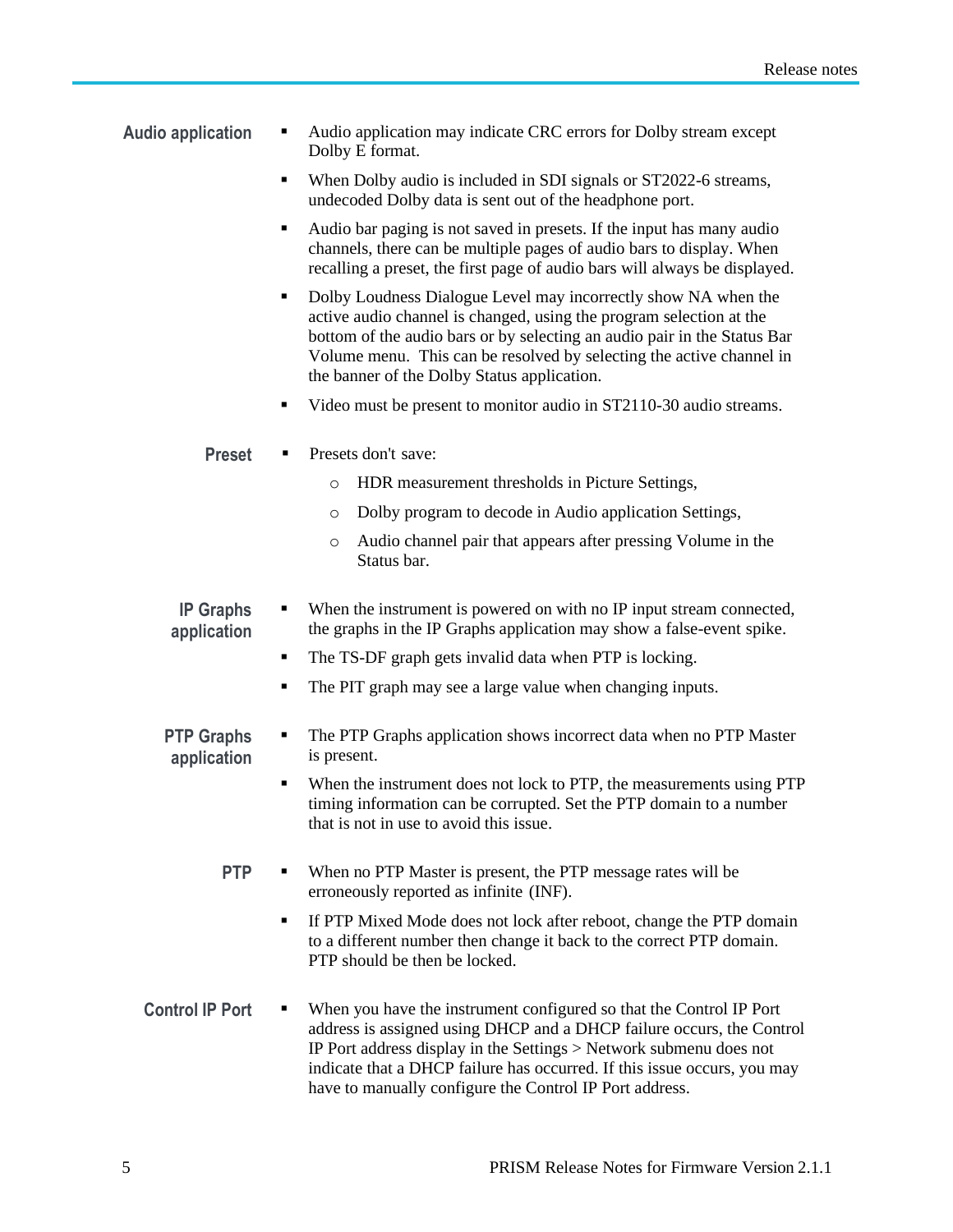### Audio application

- Audio application may indicate CRC errors for Dolby stream except Dolby E format.
- When Dolby audio is included in SDI signals or ST2022-6 streams, undecoded Dolby data is sent out of the headphone port.
- Audio bar paging is not saved in presets. If the input has many audio channels, there can be multiple pages of audio bars to display. When recalling a preset, the first page of audio bars will always be displayed.
- Dolby Loudness Dialogue Level may incorrectly show NA when the active audio channel is changed, using the program selection at the bottom of the audio bars or by selecting an audio pair in the Status Bar Volume menu. This can be resolved by selecting the active channel in the banner of the Dolby Status application.
- Video must be present to monitor audio in ST2110-30 audio streams.

### Preset

- Presets don't save:
  - HDR measurement thresholds in Picture Settings,
  - Dolby program to decode in Audio application Settings,
  - Audio channel pair that appears after pressing Volume in the Status bar.

### IP Graphs application

- When the instrument is powered on with no IP input stream connected, the graphs in the IP Graphs application may show a false-event spike.
- The TS-DF graph gets invalid data when PTP is locking.
- The PIT graph may see a large value when changing inputs.

### PTP Graphs application

- The PTP Graphs application shows incorrect data when no PTP Master is present.
- When the instrument does not lock to PTP, the measurements using PTP timing information can be corrupted. Set the PTP domain to a number that is not in use to avoid this issue.

### PTP

- When no PTP Master is present, the PTP message rates will be erroneously reported as infinite (INF).
- If PTP Mixed Mode does not lock after reboot, change the PTP domain to a different number then change it back to the correct PTP domain. PTP should be then be locked.

### Control IP Port

- When you have the instrument configured so that the Control IP Port address is assigned using DHCP and a DHCP failure occurs, the Control IP Port address display in the Settings > Network submenu does not indicate that a DHCP failure has occurred. If this issue occurs, you may have to manually configure the Control IP Port address.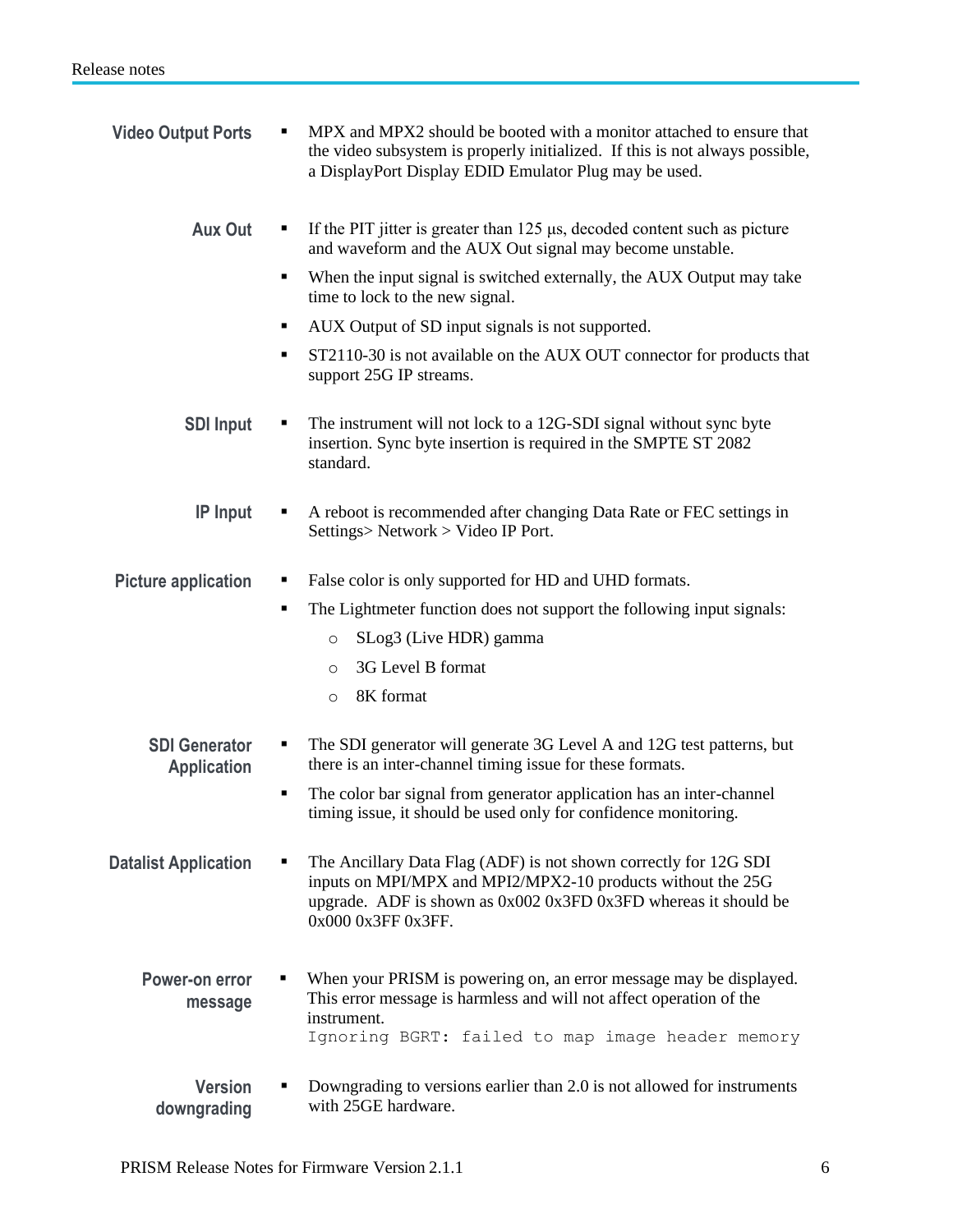**Video Output Ports**

- MPX and MPX2 should be booted with a monitor attached to ensure that the video subsystem is properly initialized. If this is not always possible, a DisplayPort Display EDID Emulator Plug may be used.

**Aux Out**

- If the PIT jitter is greater than 125 µs, decoded content such as picture and waveform and the AUX Out signal may become unstable.
- When the input signal is switched externally, the AUX Output may take time to lock to the new signal.
- AUX Output of SD input signals is not supported.
- ST2110-30 is not available on the AUX OUT connector for products that support 25G IP streams.

**SDI Input**

- The instrument will not lock to a 12G-SDI signal without sync byte insertion. Sync byte insertion is required in the SMPTE ST 2082 standard.

**IP Input**

- A reboot is recommended after changing Data Rate or FEC settings in Settings> Network > Video IP Port.

**Picture application**

- False color is only supported for HD and UHD formats.
- The Lightmeter function does not support the following input signals:
  - SLog3 (Live HDR) gamma
  - 3G Level B format
  - 8K format

**SDI Generator Application**

- The SDI generator will generate 3G Level A and 12G test patterns, but there is an inter-channel timing issue for these formats.
- The color bar signal from generator application has an inter-channel timing issue, it should be used only for confidence monitoring.

**Datalist Application**

- The Ancillary Data Flag (ADF) is not shown correctly for 12G SDI inputs on MPI/MPX and MPI2/MPX2-10 products without the 25G upgrade. ADF is shown as 0x002 0x3FD 0x3FD whereas it should be 0x000 0x3FF 0x3FF.

**Power-on error message**

- When your PRISM is powering on, an error message may be displayed. This error message is harmless and will not affect operation of the instrument.
  `Ignoring BGRT: failed to map image header memory`

**Version downgrading**

- Downgrading to versions earlier than 2.0 is not allowed for instruments with 25GE hardware.